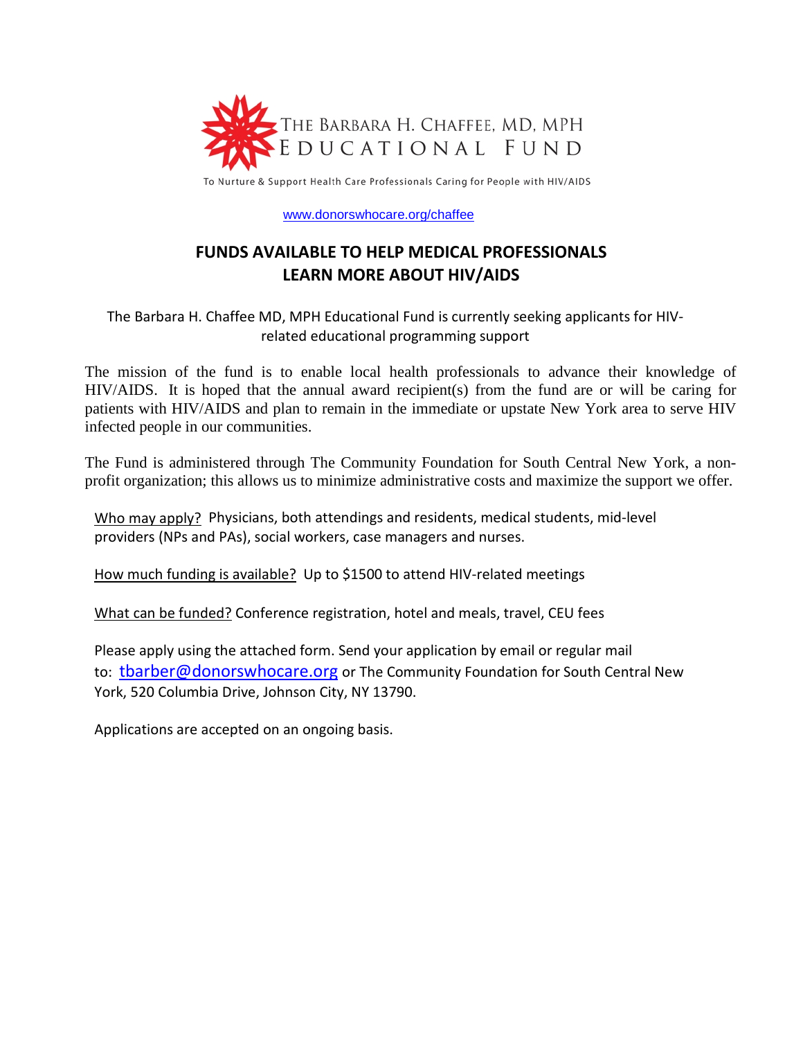# THE BARBARA H. CHAFFEE, MD, MPH EDUCATIONAL FUND

To Nurture & Support Health Care Professionals Caring for People with HIV/AIDS

www.donorswhocare.org/chaffee

## FUNDS AVAILABLE TO HELP MEDICAL PROFESSIONALS LEARN MORE ABOUT HIV/AIDS

The Barbara H. Chaffee MD, MPH Educational Fund is currently seeking applicants for HIV-related educational programming support

The mission of the fund is to enable local health professionals to advance their knowledge of HIV/AIDS. It is hoped that the annual award recipient(s) from the fund are or will be caring for patients with HIV/AIDS and plan to remain in the immediate or upstate New York area to serve HIV infected people in our communities.

The Fund is administered through The Community Foundation for South Central New York, a non-profit organization; this allows us to minimize administrative costs and maximize the support we offer.

Who may apply? Physicians, both attendings and residents, medical students, mid-level providers (NPs and PAs), social workers, case managers and nurses.

How much funding is available? Up to $1500 to attend HIV-related meetings

What can be funded? Conference registration, hotel and meals, travel, CEU fees

Please apply using the attached form. Send your application by email or regular mail to: tbarber@donorswhocare.org or The Community Foundation for South Central New York, 520 Columbia Drive, Johnson City, NY 13790.

Applications are accepted on an ongoing basis.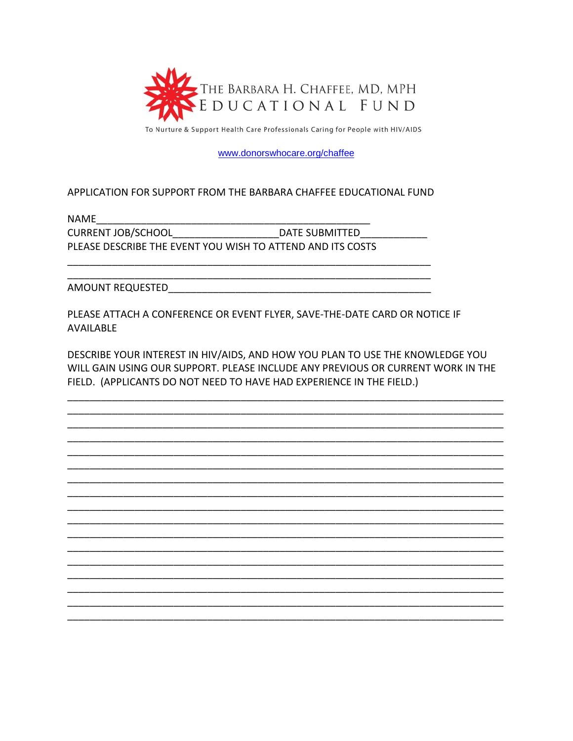THE BARBARA H. CHAFFEE, MD, MPH
EDUCATIONAL FUND

To Nurture & Support Health Care Professionals Caring for People with HIV/AIDS

www.donorswhocare.org/chaffee

APPLICATION FOR SUPPORT FROM THE BARBARA CHAFFEE EDUCATIONAL FUND

NAME___________________________________________________

CURRENT JOB/SCHOOL___________________DATE SUBMITTED___________

PLEASE DESCRIBE THE EVENT YOU WISH TO ATTEND AND ITS COSTS

_________________________________________________________________

_________________________________________________________________

AMOUNT REQUESTED_______________________________________________

PLEASE ATTACH A CONFERENCE OR EVENT FLYER, SAVE-THE-DATE CARD OR NOTICE IF AVAILABLE

DESCRIBE YOUR INTEREST IN HIV/AIDS, AND HOW YOU PLAN TO USE THE KNOWLEDGE YOU WILL GAIN USING OUR SUPPORT. PLEASE INCLUDE ANY PREVIOUS OR CURRENT WORK IN THE FIELD. (APPLICANTS DO NOT NEED TO HAVE HAD EXPERIENCE IN THE FIELD.)

_____________________________________________________________________________

_____________________________________________________________________________

_____________________________________________________________________________

_____________________________________________________________________________

_____________________________________________________________________________

_____________________________________________________________________________

_____________________________________________________________________________

_____________________________________________________________________________

_____________________________________________________________________________

_____________________________________________________________________________

_____________________________________________________________________________

_____________________________________________________________________________

_____________________________________________________________________________

_____________________________________________________________________________

_____________________________________________________________________________

_____________________________________________________________________________

_____________________________________________________________________________